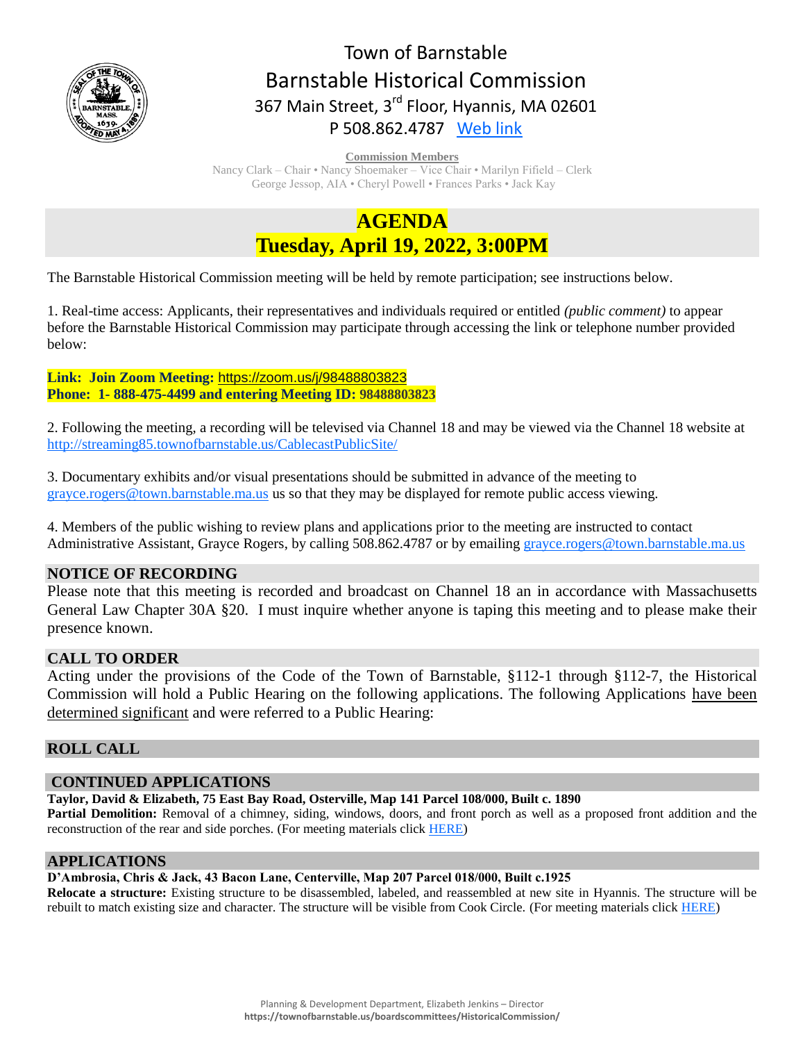# Town of Barnstable
## Barnstable Historical Commission
367 Main Street, 3rd Floor, Hyannis, MA 02601
P 508.862.4787 [Web link]

**Commission Members**
Nancy Clark – Chair • Nancy Shoemaker – Vice Chair • Marilyn Fifield – Clerk
George Jessop, AIA • Cheryl Powell • Frances Parks • Jack Kay

# AGENDA
## Tuesday, April 19, 2022, 3:00PM

The Barnstable Historical Commission meeting will be held by remote participation; see instructions below.

1. Real-time access: Applicants, their representatives and individuals required or entitled *(public comment)* to appear before the Barnstable Historical Commission may participate through accessing the link or telephone number provided below:

**Link: Join Zoom Meeting:** https://zoom.us/j/98488803823
**Phone: 1- 888-475-4499 and entering Meeting ID: 98488803823**

2. Following the meeting, a recording will be televised via Channel 18 and may be viewed via the Channel 18 website at http://streaming85.townofbarnstable.us/CablecastPublicSite/

3. Documentary exhibits and/or visual presentations should be submitted in advance of the meeting to grayce.rogers@town.barnstable.ma.us us so that they may be displayed for remote public access viewing.

4. Members of the public wishing to review plans and applications prior to the meeting are instructed to contact Administrative Assistant, Grayce Rogers, by calling 508.862.4787 or by emailing grayce.rogers@town.barnstable.ma.us

## NOTICE OF RECORDING

Please note that this meeting is recorded and broadcast on Channel 18 an in accordance with Massachusetts General Law Chapter 30A §20. I must inquire whether anyone is taping this meeting and to please make their presence known.

## CALL TO ORDER

Acting under the provisions of the Code of the Town of Barnstable, §112-1 through §112-7, the Historical Commission will hold a Public Hearing on the following applications. The following Applications have been determined significant and were referred to a Public Hearing:

## ROLL CALL

## CONTINUED APPLICATIONS

**Taylor, David & Elizabeth, 75 East Bay Road, Osterville, Map 141 Parcel 108/000, Built c. 1890**
**Partial Demolition:** Removal of a chimney, siding, windows, doors, and front porch as well as a proposed front addition and the reconstruction of the rear and side porches. (For meeting materials click HERE)

## APPLICATIONS

**D'Ambrosia, Chris & Jack, 43 Bacon Lane, Centerville, Map 207 Parcel 018/000, Built c.1925**
**Relocate a structure:** Existing structure to be disassembled, labeled, and reassembled at new site in Hyannis. The structure will be rebuilt to match existing size and character. The structure will be visible from Cook Circle. (For meeting materials click HERE)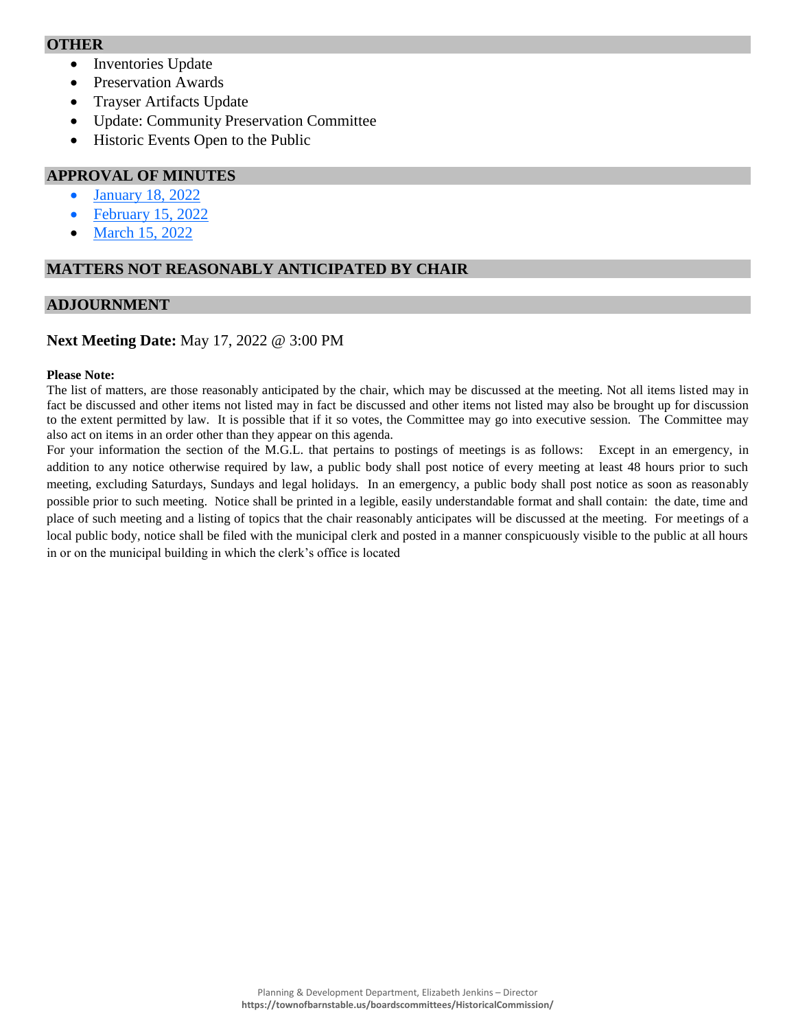## OTHER

- Inventories Update
- Preservation Awards
- Trayser Artifacts Update
- Update: Community Preservation Committee
- Historic Events Open to the Public

## APPROVAL OF MINUTES

- January 18, 2022
- February 15, 2022
- March 15, 2022

## MATTERS NOT REASONABLY ANTICIPATED BY CHAIR

## ADJOURNMENT

**Next Meeting Date:** May 17, 2022 @ 3:00 PM

**Please Note:**
The list of matters, are those reasonably anticipated by the chair, which may be discussed at the meeting. Not all items listed may in fact be discussed and other items not listed may in fact be discussed and other items not listed may also be brought up for discussion to the extent permitted by law. It is possible that if it so votes, the Committee may go into executive session. The Committee may also act on items in an order other than they appear on this agenda.
For your information the section of the M.G.L. that pertains to postings of meetings is as follows: Except in an emergency, in addition to any notice otherwise required by law, a public body shall post notice of every meeting at least 48 hours prior to such meeting, excluding Saturdays, Sundays and legal holidays. In an emergency, a public body shall post notice as soon as reasonably possible prior to such meeting. Notice shall be printed in a legible, easily understandable format and shall contain: the date, time and place of such meeting and a listing of topics that the chair reasonably anticipates will be discussed at the meeting. For meetings of a local public body, notice shall be filed with the municipal clerk and posted in a manner conspicuously visible to the public at all hours in or on the municipal building in which the clerk's office is located

Planning & Development Department, Elizabeth Jenkins – Director
**https://townofbarnstable.us/boardscommittees/HistoricalCommission/**